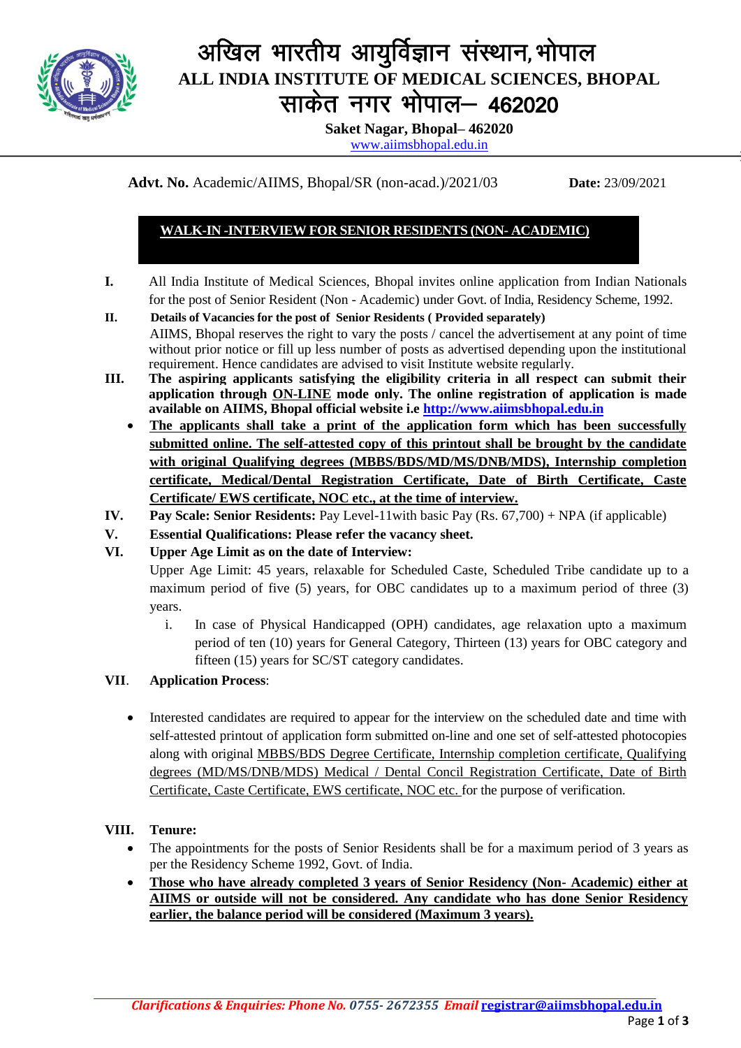# अखिल भारतीय आयुर्विज्ञान संस्थान, भोपाल
# ALL INDIA INSTITUTE OF MEDICAL SCIENCES, BHOPAL
## साकेत नगर भोपाल– 462020

**Saket Nagar, Bhopal– 462020**
www.aiimsbhopal.edu.in

**Advt. No.** Academic/AIIMS, Bhopal/SR (non-acad.)/2021/03 **Date:** 23/09/2021

## WALK-IN -INTERVIEW FOR SENIOR RESIDENTS (NON- ACADEMIC)

**I.** All India Institute of Medical Sciences, Bhopal invites online application from Indian Nationals for the post of Senior Resident (Non - Academic) under Govt. of India, Residency Scheme, 1992.

**II.** **Details of Vacancies for the post of Senior Residents ( Provided separately)**
AIIMS, Bhopal reserves the right to vary the posts / cancel the advertisement at any point of time without prior notice or fill up less number of posts as advertised depending upon the institutional requirement. Hence candidates are advised to visit Institute website regularly.

**III.** **The aspiring applicants satisfying the eligibility criteria in all respect can submit their application through ON-LINE mode only. The online registration of application is made available on AIIMS, Bhopal official website i.e http://www.aiimsbhopal.edu.in**

- **The applicants shall take a print of the application form which has been successfully submitted online. The self-attested copy of this printout shall be brought by the candidate with original Qualifying degrees (MBBS/BDS/MD/MS/DNB/MDS), Internship completion certificate, Medical/Dental Registration Certificate, Date of Birth Certificate, Caste Certificate/ EWS certificate, NOC etc., at the time of interview.**

**IV.** **Pay Scale: Senior Residents:** Pay Level-11with basic Pay (Rs. 67,700) + NPA (if applicable)

**V.** **Essential Qualifications: Please refer the vacancy sheet.**

**VI.** **Upper Age Limit as on the date of Interview:**
Upper Age Limit: 45 years, relaxable for Scheduled Caste, Scheduled Tribe candidate up to a maximum period of five (5) years, for OBC candidates up to a maximum period of three (3) years.

i. In case of Physical Handicapped (OPH) candidates, age relaxation upto a maximum period of ten (10) years for General Category, Thirteen (13) years for OBC category and fifteen (15) years for SC/ST category candidates.

**VII.** **Application Process**:

- Interested candidates are required to appear for the interview on the scheduled date and time with self-attested printout of application form submitted on-line and one set of self-attested photocopies along with original MBBS/BDS Degree Certificate, Internship completion certificate, Qualifying degrees (MD/MS/DNB/MDS) Medical / Dental Concil Registration Certificate, Date of Birth Certificate, Caste Certificate, EWS certificate, NOC etc. for the purpose of verification.

**VIII.** **Tenure:**

- The appointments for the posts of Senior Residents shall be for a maximum period of 3 years as per the Residency Scheme 1992, Govt. of India.
- **Those who have already completed 3 years of Senior Residency (Non- Academic) either at AIIMS or outside will not be considered. Any candidate who has done Senior Residency earlier, the balance period will be considered (Maximum 3 years).**

*Clarifications & Enquiries: Phone No. 0755- 2672355 Email* registrar@aiimsbhopal.edu.in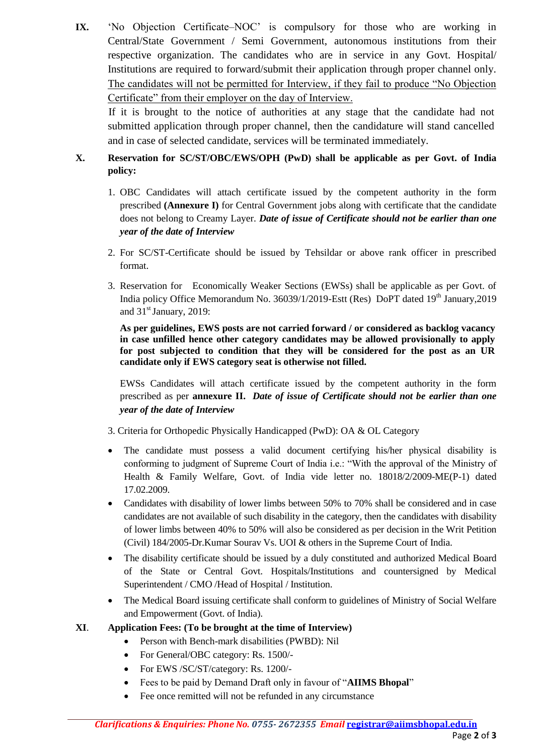**IX.** 'No Objection Certificate–NOC' is compulsory for those who are working in Central/State Government / Semi Government, autonomous institutions from their respective organization. The candidates who are in service in any Govt. Hospital/ Institutions are required to forward/submit their application through proper channel only. The candidates will not be permitted for Interview, if they fail to produce "No Objection Certificate" from their employer on the day of Interview.

If it is brought to the notice of authorities at any stage that the candidate had not submitted application through proper channel, then the candidature will stand cancelled and in case of selected candidate, services will be terminated immediately.

**X. Reservation for SC/ST/OBC/EWS/OPH (PwD) shall be applicable as per Govt. of India policy:**

1. OBC Candidates will attach certificate issued by the competent authority in the form prescribed **(Annexure I)** for Central Government jobs along with certificate that the candidate does not belong to Creamy Layer. ***Date of issue of Certificate should not be earlier than one year of the date of Interview***

2. For SC/ST-Certificate should be issued by Tehsildar or above rank officer in prescribed format.

3. Reservation for Economically Weaker Sections (EWSs) shall be applicable as per Govt. of India policy Office Memorandum No. 36039/1/2019-Estt (Res) DoPT dated 19th January,2019 and 31st January, 2019:

   **As per guidelines, EWS posts are not carried forward / or considered as backlog vacancy in case unfilled hence other category candidates may be allowed provisionally to apply for post subjected to condition that they will be considered for the post as an UR candidate only if EWS category seat is otherwise not filled.**

   EWSs Candidates will attach certificate issued by the competent authority in the form prescribed as per **annexure II.** ***Date of issue of Certificate should not be earlier than one year of the date of Interview***

3. Criteria for Orthopedic Physically Handicapped (PwD): OA & OL Category

- The candidate must possess a valid document certifying his/her physical disability is conforming to judgment of Supreme Court of India i.e.: "With the approval of the Ministry of Health & Family Welfare, Govt. of India vide letter no. 18018/2/2009-ME(P-1) dated 17.02.2009.
- Candidates with disability of lower limbs between 50% to 70% shall be considered and in case candidates are not available of such disability in the category, then the candidates with disability of lower limbs between 40% to 50% will also be considered as per decision in the Writ Petition (Civil) 184/2005-Dr.Kumar Sourav Vs. UOI & others in the Supreme Court of India.
- The disability certificate should be issued by a duly constituted and authorized Medical Board of the State or Central Govt. Hospitals/Institutions and countersigned by Medical Superintendent / CMO /Head of Hospital / Institution.
- The Medical Board issuing certificate shall conform to guidelines of Ministry of Social Welfare and Empowerment (Govt. of India).

**XI. Application Fees: (To be brought at the time of Interview)**

- Person with Bench-mark disabilities (PWBD): Nil
- For General/OBC category: Rs. 1500/-
- For EWS /SC/ST/category: Rs. 1200/-
- Fees to be paid by Demand Draft only in favour of "**AIIMS Bhopal**"
- Fee once remitted will not be refunded in any circumstance

***Clarifications & Enquiries: Phone No. 0755- 2672355 Email* registrar@aiimsbhopal.edu.in**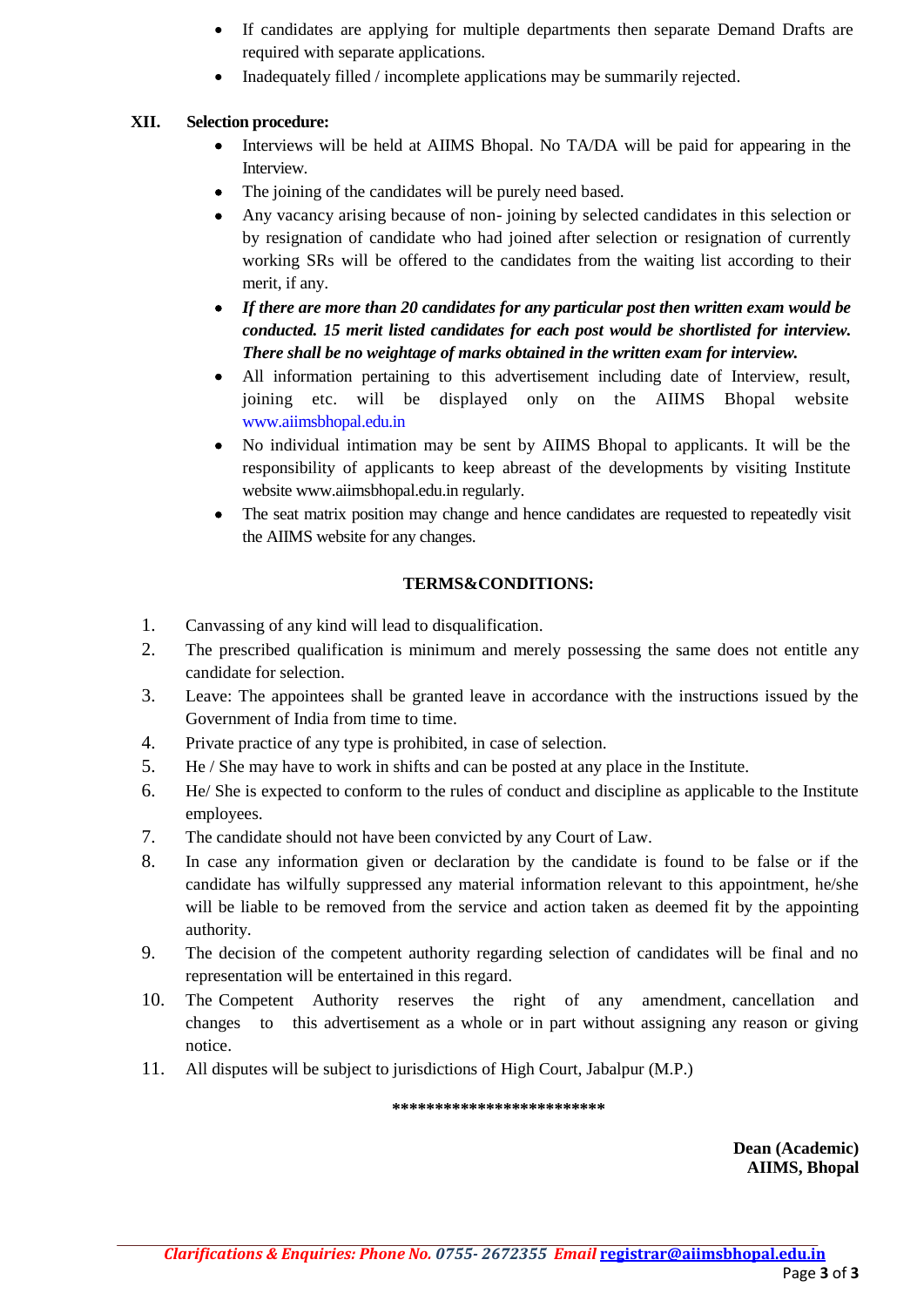- If candidates are applying for multiple departments then separate Demand Drafts are required with separate applications.
- Inadequately filled / incomplete applications may be summarily rejected.

**XII. Selection procedure:**

- Interviews will be held at AIIMS Bhopal. No TA/DA will be paid for appearing in the Interview.
- The joining of the candidates will be purely need based.
- Any vacancy arising because of non- joining by selected candidates in this selection or by resignation of candidate who had joined after selection or resignation of currently working SRs will be offered to the candidates from the waiting list according to their merit, if any.
- ***If there are more than 20 candidates for any particular post then written exam would be conducted. 15 merit listed candidates for each post would be shortlisted for interview. There shall be no weightage of marks obtained in the written exam for interview.***
- All information pertaining to this advertisement including date of Interview, result, joining etc. will be displayed only on the AIIMS Bhopal website www.aiimsbhopal.edu.in
- No individual intimation may be sent by AIIMS Bhopal to applicants. It will be the responsibility of applicants to keep abreast of the developments by visiting Institute website www.aiimsbhopal.edu.in regularly.
- The seat matrix position may change and hence candidates are requested to repeatedly visit the AIIMS website for any changes.

**TERMS&CONDITIONS:**

1. Canvassing of any kind will lead to disqualification.
2. The prescribed qualification is minimum and merely possessing the same does not entitle any candidate for selection.
3. Leave: The appointees shall be granted leave in accordance with the instructions issued by the Government of India from time to time.
4. Private practice of any type is prohibited, in case of selection.
5. He / She may have to work in shifts and can be posted at any place in the Institute.
6. He/ She is expected to conform to the rules of conduct and discipline as applicable to the Institute employees.
7. The candidate should not have been convicted by any Court of Law.
8. In case any information given or declaration by the candidate is found to be false or if the candidate has wilfully suppressed any material information relevant to this appointment, he/she will be liable to be removed from the service and action taken as deemed fit by the appointing authority.
9. The decision of the competent authority regarding selection of candidates will be final and no representation will be entertained in this regard.
10. The Competent Authority reserves the right of any amendment, cancellation and changes to this advertisement as a whole or in part without assigning any reason or giving notice.
11. All disputes will be subject to jurisdictions of High Court, Jabalpur (M.P.)

*************************

**Dean (Academic)**
**AIIMS, Bhopal**

***Clarifications & Enquiries: Phone No. 0755- 2672355 Email*** **registrar@aiimsbhopal.edu.in**